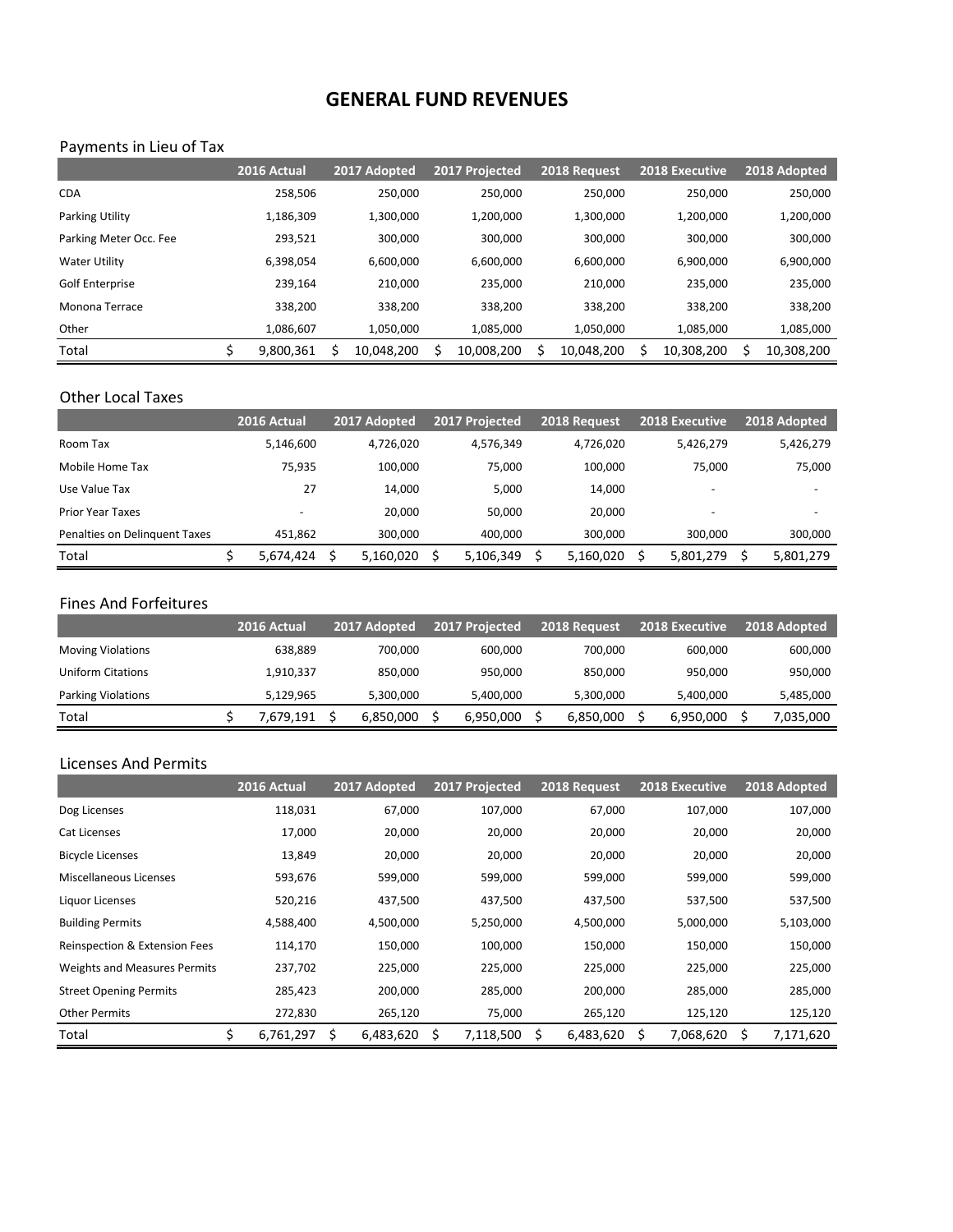# GENERAL FUND REVENUES

## Payments in Lieu of Tax

| | 2016 Actual | 2017 Adopted | 2017 Projected | 2018 Request | 2018 Executive | 2018 Adopted |
|---|---|---|---|---|---|---|
| CDA | 258,506 | 250,000 | 250,000 | 250,000 | 250,000 | 250,000 |
| Parking Utility | 1,186,309 | 1,300,000 | 1,200,000 | 1,300,000 | 1,200,000 | 1,200,000 |
| Parking Meter Occ. Fee | 293,521 | 300,000 | 300,000 | 300,000 | 300,000 | 300,000 |
| Water Utility | 6,398,054 | 6,600,000 | 6,600,000 | 6,600,000 | 6,900,000 | 6,900,000 |
| Golf Enterprise | 239,164 | 210,000 | 235,000 | 210,000 | 235,000 | 235,000 |
| Monona Terrace | 338,200 | 338,200 | 338,200 | 338,200 | 338,200 | 338,200 |
| Other | 1,086,607 | 1,050,000 | 1,085,000 | 1,050,000 | 1,085,000 | 1,085,000 |
| Total | $ 9,800,361 | $ 10,048,200 | $ 10,008,200 | $ 10,048,200 | $ 10,308,200 | $ 10,308,200 |

## Other Local Taxes

| | 2016 Actual | 2017 Adopted | 2017 Projected | 2018 Request | 2018 Executive | 2018 Adopted |
|---|---|---|---|---|---|---|
| Room Tax | 5,146,600 | 4,726,020 | 4,576,349 | 4,726,020 | 5,426,279 | 5,426,279 |
| Mobile Home Tax | 75,935 | 100,000 | 75,000 | 100,000 | 75,000 | 75,000 |
| Use Value Tax | 27 | 14,000 | 5,000 | 14,000 | - | - |
| Prior Year Taxes | - | 20,000 | 50,000 | 20,000 | - | - |
| Penalties on Delinquent Taxes | 451,862 | 300,000 | 400,000 | 300,000 | 300,000 | 300,000 |
| Total | $ 5,674,424 | $ 5,160,020 | $ 5,106,349 | $ 5,160,020 | $ 5,801,279 | $ 5,801,279 |

## Fines And Forfeitures

| | 2016 Actual | 2017 Adopted | 2017 Projected | 2018 Request | 2018 Executive | 2018 Adopted |
|---|---|---|---|---|---|---|
| Moving Violations | 638,889 | 700,000 | 600,000 | 700,000 | 600,000 | 600,000 |
| Uniform Citations | 1,910,337 | 850,000 | 950,000 | 850,000 | 950,000 | 950,000 |
| Parking Violations | 5,129,965 | 5,300,000 | 5,400,000 | 5,300,000 | 5,400,000 | 5,485,000 |
| Total | $ 7,679,191 | $ 6,850,000 | $ 6,950,000 | $ 6,850,000 | $ 6,950,000 | $ 7,035,000 |

## Licenses And Permits

| | 2016 Actual | 2017 Adopted | 2017 Projected | 2018 Request | 2018 Executive | 2018 Adopted |
|---|---|---|---|---|---|---|
| Dog Licenses | 118,031 | 67,000 | 107,000 | 67,000 | 107,000 | 107,000 |
| Cat Licenses | 17,000 | 20,000 | 20,000 | 20,000 | 20,000 | 20,000 |
| Bicycle Licenses | 13,849 | 20,000 | 20,000 | 20,000 | 20,000 | 20,000 |
| Miscellaneous Licenses | 593,676 | 599,000 | 599,000 | 599,000 | 599,000 | 599,000 |
| Liquor Licenses | 520,216 | 437,500 | 437,500 | 437,500 | 537,500 | 537,500 |
| Building Permits | 4,588,400 | 4,500,000 | 5,250,000 | 4,500,000 | 5,000,000 | 5,103,000 |
| Reinspection & Extension Fees | 114,170 | 150,000 | 100,000 | 150,000 | 150,000 | 150,000 |
| Weights and Measures Permits | 237,702 | 225,000 | 225,000 | 225,000 | 225,000 | 225,000 |
| Street Opening Permits | 285,423 | 200,000 | 285,000 | 200,000 | 285,000 | 285,000 |
| Other Permits | 272,830 | 265,120 | 75,000 | 265,120 | 125,120 | 125,120 |
| Total | $ 6,761,297 | $ 6,483,620 | $ 7,118,500 | $ 6,483,620 | $ 7,068,620 | $ 7,171,620 |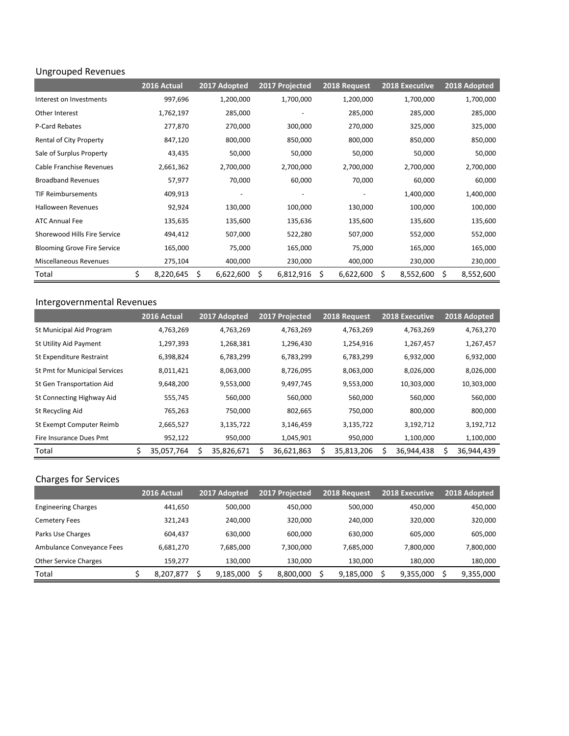## Ungrouped Revenues

| | 2016 Actual | 2017 Adopted | 2017 Projected | 2018 Request | 2018 Executive | 2018 Adopted |
|---|---|---|---|---|---|---|
| Interest on Investments | 997,696 | 1,200,000 | 1,700,000 | 1,200,000 | 1,700,000 | 1,700,000 |
| Other Interest | 1,762,197 | 285,000 | - | 285,000 | 285,000 | 285,000 |
| P-Card Rebates | 277,870 | 270,000 | 300,000 | 270,000 | 325,000 | 325,000 |
| Rental of City Property | 847,120 | 800,000 | 850,000 | 800,000 | 850,000 | 850,000 |
| Sale of Surplus Property | 43,435 | 50,000 | 50,000 | 50,000 | 50,000 | 50,000 |
| Cable Franchise Revenues | 2,661,362 | 2,700,000 | 2,700,000 | 2,700,000 | 2,700,000 | 2,700,000 |
| Broadband Revenues | 57,977 | 70,000 | 60,000 | 70,000 | 60,000 | 60,000 |
| TIF Reimbursements | 409,913 | - | - | - | 1,400,000 | 1,400,000 |
| Halloween Revenues | 92,924 | 130,000 | 100,000 | 130,000 | 100,000 | 100,000 |
| ATC Annual Fee | 135,635 | 135,600 | 135,636 | 135,600 | 135,600 | 135,600 |
| Shorewood Hills Fire Service | 494,412 | 507,000 | 522,280 | 507,000 | 552,000 | 552,000 |
| Blooming Grove Fire Service | 165,000 | 75,000 | 165,000 | 75,000 | 165,000 | 165,000 |
| Miscellaneous Revenues | 275,104 | 400,000 | 230,000 | 400,000 | 230,000 | 230,000 |
| Total | $ 8,220,645 | $ 6,622,600 | $ 6,812,916 | $ 6,622,600 | $ 8,552,600 | $ 8,552,600 |

## Intergovernmental Revenues

| | 2016 Actual | 2017 Adopted | 2017 Projected | 2018 Request | 2018 Executive | 2018 Adopted |
|---|---|---|---|---|---|---|
| St Municipal Aid Program | 4,763,269 | 4,763,269 | 4,763,269 | 4,763,269 | 4,763,269 | 4,763,270 |
| St Utility Aid Payment | 1,297,393 | 1,268,381 | 1,296,430 | 1,254,916 | 1,267,457 | 1,267,457 |
| St Expenditure Restraint | 6,398,824 | 6,783,299 | 6,783,299 | 6,783,299 | 6,932,000 | 6,932,000 |
| St Pmt for Municipal Services | 8,011,421 | 8,063,000 | 8,726,095 | 8,063,000 | 8,026,000 | 8,026,000 |
| St Gen Transportation Aid | 9,648,200 | 9,553,000 | 9,497,745 | 9,553,000 | 10,303,000 | 10,303,000 |
| St Connecting Highway Aid | 555,745 | 560,000 | 560,000 | 560,000 | 560,000 | 560,000 |
| St Recycling Aid | 765,263 | 750,000 | 802,665 | 750,000 | 800,000 | 800,000 |
| St Exempt Computer Reimb | 2,665,527 | 3,135,722 | 3,146,459 | 3,135,722 | 3,192,712 | 3,192,712 |
| Fire Insurance Dues Pmt | 952,122 | 950,000 | 1,045,901 | 950,000 | 1,100,000 | 1,100,000 |
| Total | $ 35,057,764 | $ 35,826,671 | $ 36,621,863 | $ 35,813,206 | $ 36,944,438 | $ 36,944,439 |

## Charges for Services

| | 2016 Actual | 2017 Adopted | 2017 Projected | 2018 Request | 2018 Executive | 2018 Adopted |
|---|---|---|---|---|---|---|
| Engineering Charges | 441,650 | 500,000 | 450,000 | 500,000 | 450,000 | 450,000 |
| Cemetery Fees | 321,243 | 240,000 | 320,000 | 240,000 | 320,000 | 320,000 |
| Parks Use Charges | 604,437 | 630,000 | 600,000 | 630,000 | 605,000 | 605,000 |
| Ambulance Conveyance Fees | 6,681,270 | 7,685,000 | 7,300,000 | 7,685,000 | 7,800,000 | 7,800,000 |
| Other Service Charges | 159,277 | 130,000 | 130,000 | 130,000 | 180,000 | 180,000 |
| Total | $ 8,207,877 | $ 9,185,000 | $ 8,800,000 | $ 9,185,000 | $ 9,355,000 | $ 9,355,000 |